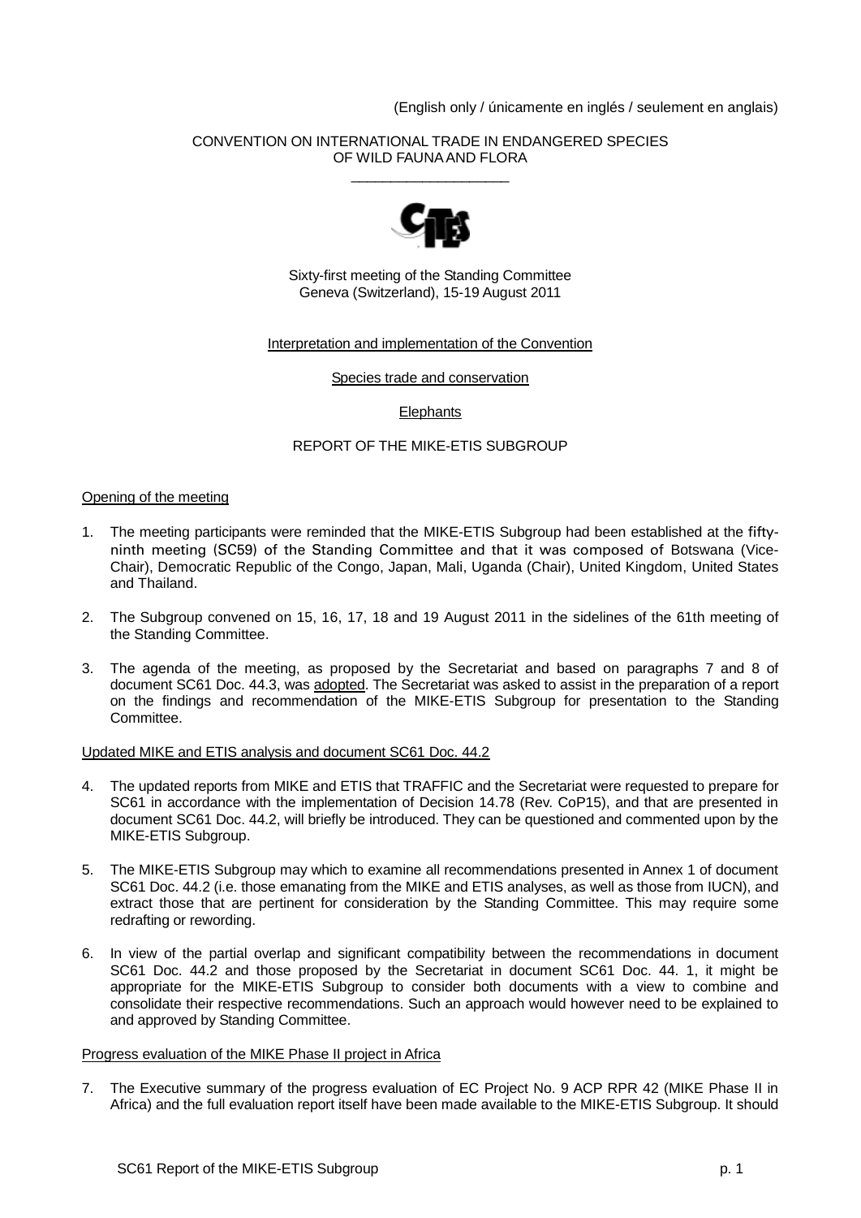(English only / únicamente en inglés / seulement en anglais)

CONVENTION ON INTERNATIONAL TRADE IN ENDANGERED SPECIES
OF WILD FAUNA AND FLORA

____________________

Sixty-first meeting of the Standing Committee
Geneva (Switzerland), 15-19 August 2011

Interpretation and implementation of the Convention

Species trade and conservation

Elephants

REPORT OF THE MIKE-ETIS SUBGROUP

Opening of the meeting

1. The meeting participants were reminded that the MIKE-ETIS Subgroup had been established at the fifty-ninth meeting (SC59) of the Standing Committee and that it was composed of Botswana (Vice-Chair), Democratic Republic of the Congo, Japan, Mali, Uganda (Chair), United Kingdom, United States and Thailand.

2. The Subgroup convened on 15, 16, 17, 18 and 19 August 2011 in the sidelines of the 61th meeting of the Standing Committee.

3. The agenda of the meeting, as proposed by the Secretariat and based on paragraphs 7 and 8 of document SC61 Doc. 44.3, was adopted. The Secretariat was asked to assist in the preparation of a report on the findings and recommendation of the MIKE-ETIS Subgroup for presentation to the Standing Committee.

Updated MIKE and ETIS analysis and document SC61 Doc. 44.2

4. The updated reports from MIKE and ETIS that TRAFFIC and the Secretariat were requested to prepare for SC61 in accordance with the implementation of Decision 14.78 (Rev. CoP15), and that are presented in document SC61 Doc. 44.2, will briefly be introduced. They can be questioned and commented upon by the MIKE-ETIS Subgroup.

5. The MIKE-ETIS Subgroup may which to examine all recommendations presented in Annex 1 of document SC61 Doc. 44.2 (i.e. those emanating from the MIKE and ETIS analyses, as well as those from IUCN), and extract those that are pertinent for consideration by the Standing Committee. This may require some redrafting or rewording.

6. In view of the partial overlap and significant compatibility between the recommendations in document SC61 Doc. 44.2 and those proposed by the Secretariat in document SC61 Doc. 44. 1, it might be appropriate for the MIKE-ETIS Subgroup to consider both documents with a view to combine and consolidate their respective recommendations. Such an approach would however need to be explained to and approved by Standing Committee.

Progress evaluation of the MIKE Phase II project in Africa

7. The Executive summary of the progress evaluation of EC Project No. 9 ACP RPR 42 (MIKE Phase II in Africa) and the full evaluation report itself have been made available to the MIKE-ETIS Subgroup. It should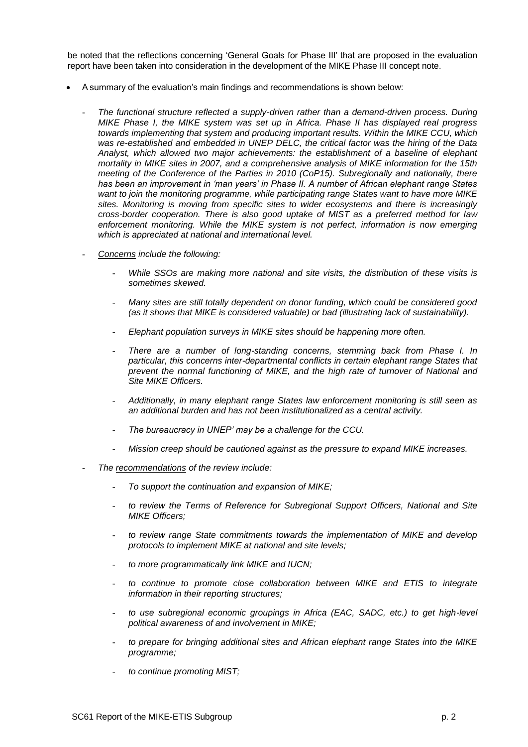be noted that the reflections concerning 'General Goals for Phase III' that are proposed in the evaluation report have been taken into consideration in the development of the MIKE Phase III concept note.

- A summary of the evaluation's main findings and recommendations is shown below:

  - *The functional structure reflected a supply-driven rather than a demand-driven process. During MIKE Phase I, the MIKE system was set up in Africa. Phase II has displayed real progress towards implementing that system and producing important results. Within the MIKE CCU, which was re-established and embedded in UNEP DELC, the critical factor was the hiring of the Data Analyst, which allowed two major achievements: the establishment of a baseline of elephant mortality in MIKE sites in 2007, and a comprehensive analysis of MIKE information for the 15th meeting of the Conference of the Parties in 2010 (CoP15). Subregionally and nationally, there has been an improvement in 'man years' in Phase II. A number of African elephant range States want to join the monitoring programme, while participating range States want to have more MIKE sites. Monitoring is moving from specific sites to wider ecosystems and there is increasingly cross-border cooperation. There is also good uptake of MIST as a preferred method for law enforcement monitoring. While the MIKE system is not perfect, information is now emerging which is appreciated at national and international level.*

  - *Concerns include the following:*

    - *While SSOs are making more national and site visits, the distribution of these visits is sometimes skewed.*

    - *Many sites are still totally dependent on donor funding, which could be considered good (as it shows that MIKE is considered valuable) or bad (illustrating lack of sustainability).*

    - *Elephant population surveys in MIKE sites should be happening more often.*

    - *There are a number of long-standing concerns, stemming back from Phase I. In particular, this concerns inter-departmental conflicts in certain elephant range States that prevent the normal functioning of MIKE, and the high rate of turnover of National and Site MIKE Officers.*

    - *Additionally, in many elephant range States law enforcement monitoring is still seen as an additional burden and has not been institutionalized as a central activity.*

    - *The bureaucracy in UNEP' may be a challenge for the CCU.*

    - *Mission creep should be cautioned against as the pressure to expand MIKE increases.*

  - *The recommendations of the review include:*

    - *To support the continuation and expansion of MIKE;*

    - *to review the Terms of Reference for Subregional Support Officers, National and Site MIKE Officers;*

    - *to review range State commitments towards the implementation of MIKE and develop protocols to implement MIKE at national and site levels;*

    - *to more programmatically link MIKE and IUCN;*

    - *to continue to promote close collaboration between MIKE and ETIS to integrate information in their reporting structures;*

    - *to use subregional economic groupings in Africa (EAC, SADC, etc.) to get high-level political awareness of and involvement in MIKE;*

    - *to prepare for bringing additional sites and African elephant range States into the MIKE programme;*

    - *to continue promoting MIST;*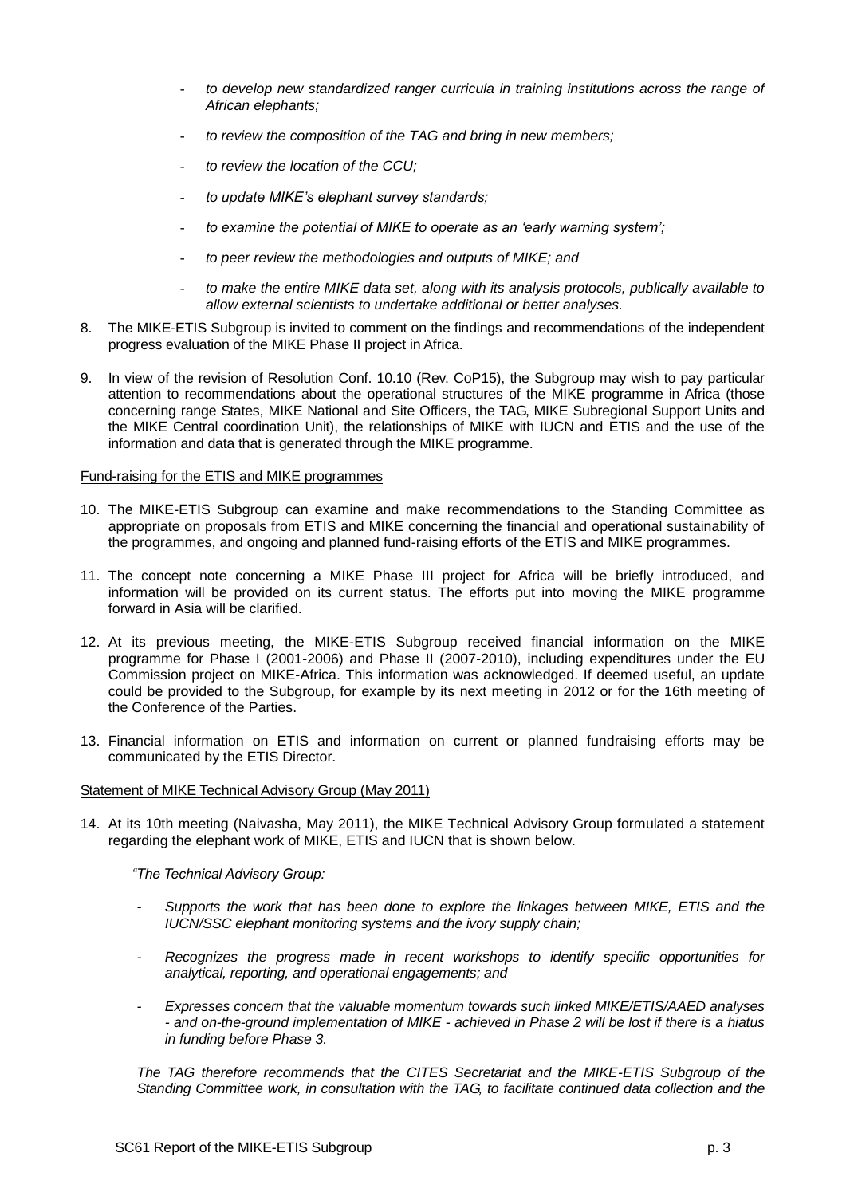- *to develop new standardized ranger curricula in training institutions across the range of African elephants;*

- *to review the composition of the TAG and bring in new members;*

- *to review the location of the CCU;*

- *to update MIKE's elephant survey standards;*

- *to examine the potential of MIKE to operate as an 'early warning system';*

- *to peer review the methodologies and outputs of MIKE; and*

- *to make the entire MIKE data set, along with its analysis protocols, publically available to allow external scientists to undertake additional or better analyses.*

8. The MIKE-ETIS Subgroup is invited to comment on the findings and recommendations of the independent progress evaluation of the MIKE Phase II project in Africa.

9. In view of the revision of Resolution Conf. 10.10 (Rev. CoP15), the Subgroup may wish to pay particular attention to recommendations about the operational structures of the MIKE programme in Africa (those concerning range States, MIKE National and Site Officers, the TAG, MIKE Subregional Support Units and the MIKE Central coordination Unit), the relationships of MIKE with IUCN and ETIS and the use of the information and data that is generated through the MIKE programme.

Fund-raising for the ETIS and MIKE programmes

10. The MIKE-ETIS Subgroup can examine and make recommendations to the Standing Committee as appropriate on proposals from ETIS and MIKE concerning the financial and operational sustainability of the programmes, and ongoing and planned fund-raising efforts of the ETIS and MIKE programmes.

11. The concept note concerning a MIKE Phase III project for Africa will be briefly introduced, and information will be provided on its current status. The efforts put into moving the MIKE programme forward in Asia will be clarified.

12. At its previous meeting, the MIKE-ETIS Subgroup received financial information on the MIKE programme for Phase I (2001-2006) and Phase II (2007-2010), including expenditures under the EU Commission project on MIKE-Africa. This information was acknowledged. If deemed useful, an update could be provided to the Subgroup, for example by its next meeting in 2012 or for the 16th meeting of the Conference of the Parties.

13. Financial information on ETIS and information on current or planned fundraising efforts may be communicated by the ETIS Director.

Statement of MIKE Technical Advisory Group (May 2011)

14. At its 10th meeting (Naivasha, May 2011), the MIKE Technical Advisory Group formulated a statement regarding the elephant work of MIKE, ETIS and IUCN that is shown below.

*"The Technical Advisory Group:*

- *Supports the work that has been done to explore the linkages between MIKE, ETIS and the IUCN/SSC elephant monitoring systems and the ivory supply chain;*

- *Recognizes the progress made in recent workshops to identify specific opportunities for analytical, reporting, and operational engagements; and*

- *Expresses concern that the valuable momentum towards such linked MIKE/ETIS/AAED analyses - and on-the-ground implementation of MIKE - achieved in Phase 2 will be lost if there is a hiatus in funding before Phase 3.*

*The TAG therefore recommends that the CITES Secretariat and the MIKE-ETIS Subgroup of the Standing Committee work, in consultation with the TAG, to facilitate continued data collection and the*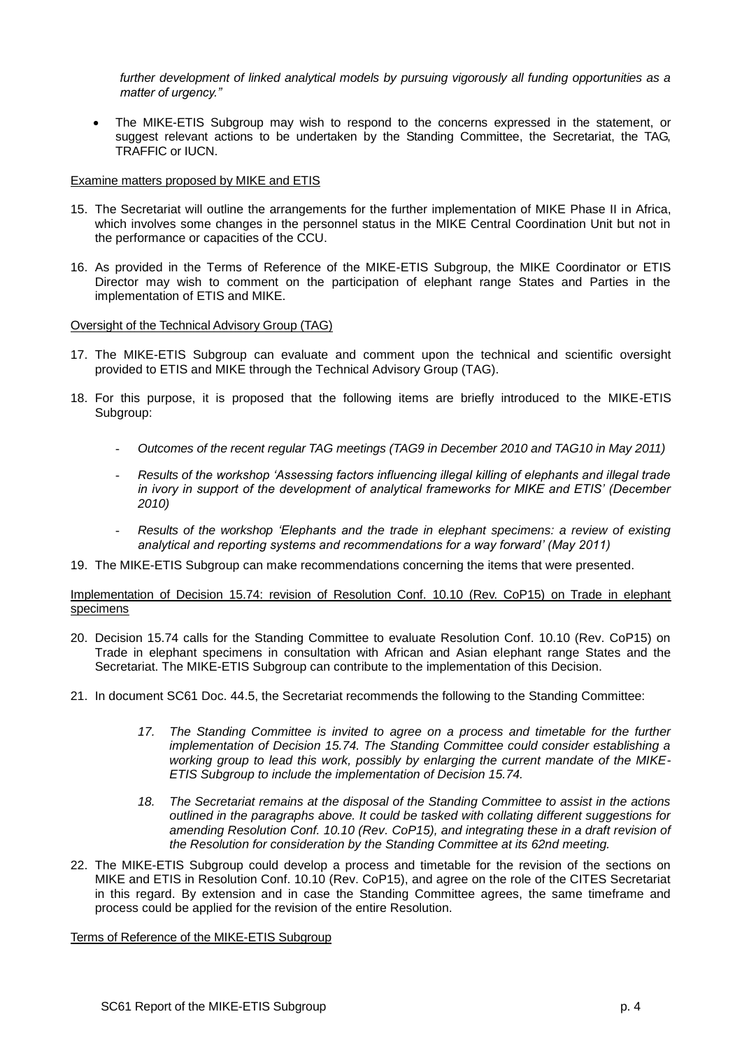*further development of linked analytical models by pursuing vigorously all funding opportunities as a matter of urgency."*

- The MIKE-ETIS Subgroup may wish to respond to the concerns expressed in the statement, or suggest relevant actions to be undertaken by the Standing Committee, the Secretariat, the TAG, TRAFFIC or IUCN.

Examine matters proposed by MIKE and ETIS

15. The Secretariat will outline the arrangements for the further implementation of MIKE Phase II in Africa, which involves some changes in the personnel status in the MIKE Central Coordination Unit but not in the performance or capacities of the CCU.

16. As provided in the Terms of Reference of the MIKE-ETIS Subgroup, the MIKE Coordinator or ETIS Director may wish to comment on the participation of elephant range States and Parties in the implementation of ETIS and MIKE.

Oversight of the Technical Advisory Group (TAG)

17. The MIKE-ETIS Subgroup can evaluate and comment upon the technical and scientific oversight provided to ETIS and MIKE through the Technical Advisory Group (TAG).

18. For this purpose, it is proposed that the following items are briefly introduced to the MIKE-ETIS Subgroup:

    - *Outcomes of the recent regular TAG meetings (TAG9 in December 2010 and TAG10 in May 2011)*

    - *Results of the workshop 'Assessing factors influencing illegal killing of elephants and illegal trade in ivory in support of the development of analytical frameworks for MIKE and ETIS' (December 2010)*

    - *Results of the workshop 'Elephants and the trade in elephant specimens: a review of existing analytical and reporting systems and recommendations for a way forward' (May 2011)*

19. The MIKE-ETIS Subgroup can make recommendations concerning the items that were presented.

Implementation of Decision 15.74: revision of Resolution Conf. 10.10 (Rev. CoP15) on Trade in elephant specimens

20. Decision 15.74 calls for the Standing Committee to evaluate Resolution Conf. 10.10 (Rev. CoP15) on Trade in elephant specimens in consultation with African and Asian elephant range States and the Secretariat. The MIKE-ETIS Subgroup can contribute to the implementation of this Decision.

21. In document SC61 Doc. 44.5, the Secretariat recommends the following to the Standing Committee:

    *17. The Standing Committee is invited to agree on a process and timetable for the further implementation of Decision 15.74. The Standing Committee could consider establishing a working group to lead this work, possibly by enlarging the current mandate of the MIKE-ETIS Subgroup to include the implementation of Decision 15.74.*

    *18. The Secretariat remains at the disposal of the Standing Committee to assist in the actions outlined in the paragraphs above. It could be tasked with collating different suggestions for amending Resolution Conf. 10.10 (Rev. CoP15), and integrating these in a draft revision of the Resolution for consideration by the Standing Committee at its 62nd meeting.*

22. The MIKE-ETIS Subgroup could develop a process and timetable for the revision of the sections on MIKE and ETIS in Resolution Conf. 10.10 (Rev. CoP15), and agree on the role of the CITES Secretariat in this regard. By extension and in case the Standing Committee agrees, the same timeframe and process could be applied for the revision of the entire Resolution.

Terms of Reference of the MIKE-ETIS Subgroup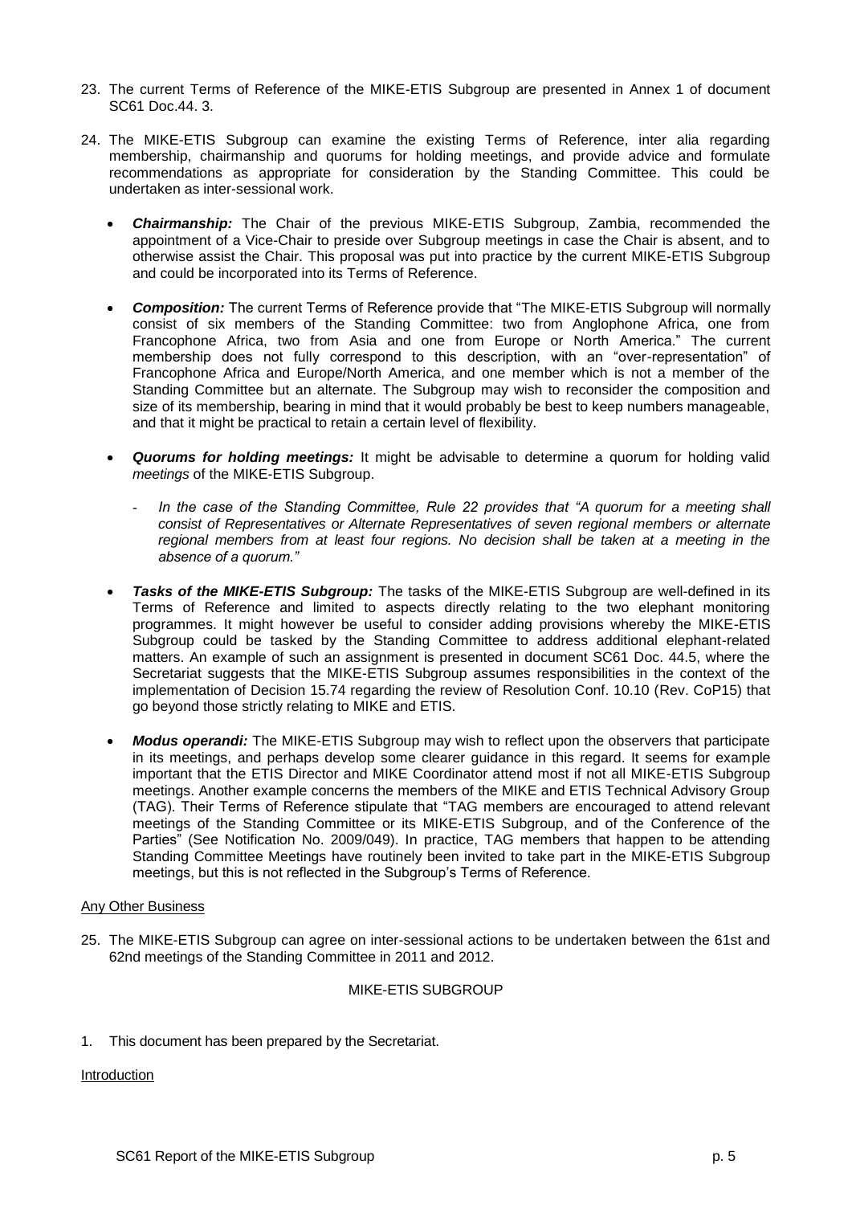23. The current Terms of Reference of the MIKE-ETIS Subgroup are presented in Annex 1 of document SC61 Doc.44. 3.

24. The MIKE-ETIS Subgroup can examine the existing Terms of Reference, inter alia regarding membership, chairmanship and quorums for holding meetings, and provide advice and formulate recommendations as appropriate for consideration by the Standing Committee. This could be undertaken as inter-sessional work.

    - ***Chairmanship:*** The Chair of the previous MIKE-ETIS Subgroup, Zambia, recommended the appointment of a Vice-Chair to preside over Subgroup meetings in case the Chair is absent, and to otherwise assist the Chair. This proposal was put into practice by the current MIKE-ETIS Subgroup and could be incorporated into its Terms of Reference.

    - ***Composition:*** The current Terms of Reference provide that "The MIKE-ETIS Subgroup will normally consist of six members of the Standing Committee: two from Anglophone Africa, one from Francophone Africa, two from Asia and one from Europe or North America." The current membership does not fully correspond to this description, with an "over-representation" of Francophone Africa and Europe/North America, and one member which is not a member of the Standing Committee but an alternate. The Subgroup may wish to reconsider the composition and size of its membership, bearing in mind that it would probably be best to keep numbers manageable, and that it might be practical to retain a certain level of flexibility.

    - ***Quorums for holding meetings:*** It might be advisable to determine a quorum for holding valid *meetings* of the MIKE-ETIS Subgroup.

        - *In the case of the Standing Committee, Rule 22 provides that "A quorum for a meeting shall consist of Representatives or Alternate Representatives of seven regional members or alternate regional members from at least four regions. No decision shall be taken at a meeting in the absence of a quorum."*

    - ***Tasks of the MIKE-ETIS Subgroup:*** The tasks of the MIKE-ETIS Subgroup are well-defined in its Terms of Reference and limited to aspects directly relating to the two elephant monitoring programmes. It might however be useful to consider adding provisions whereby the MIKE-ETIS Subgroup could be tasked by the Standing Committee to address additional elephant-related matters. An example of such an assignment is presented in document SC61 Doc. 44.5, where the Secretariat suggests that the MIKE-ETIS Subgroup assumes responsibilities in the context of the implementation of Decision 15.74 regarding the review of Resolution Conf. 10.10 (Rev. CoP15) that go beyond those strictly relating to MIKE and ETIS.

    - ***Modus operandi:*** The MIKE-ETIS Subgroup may wish to reflect upon the observers that participate in its meetings, and perhaps develop some clearer guidance in this regard. It seems for example important that the ETIS Director and MIKE Coordinator attend most if not all MIKE-ETIS Subgroup meetings. Another example concerns the members of the MIKE and ETIS Technical Advisory Group (TAG). Their Terms of Reference stipulate that "TAG members are encouraged to attend relevant meetings of the Standing Committee or its MIKE-ETIS Subgroup, and of the Conference of the Parties" (See Notification No. 2009/049). In practice, TAG members that happen to be attending Standing Committee Meetings have routinely been invited to take part in the MIKE-ETIS Subgroup meetings, but this is not reflected in the Subgroup's Terms of Reference.

Any Other Business

25. The MIKE-ETIS Subgroup can agree on inter-sessional actions to be undertaken between the 61st and 62nd meetings of the Standing Committee in 2011 and 2012.

MIKE-ETIS SUBGROUP

1. This document has been prepared by the Secretariat.

Introduction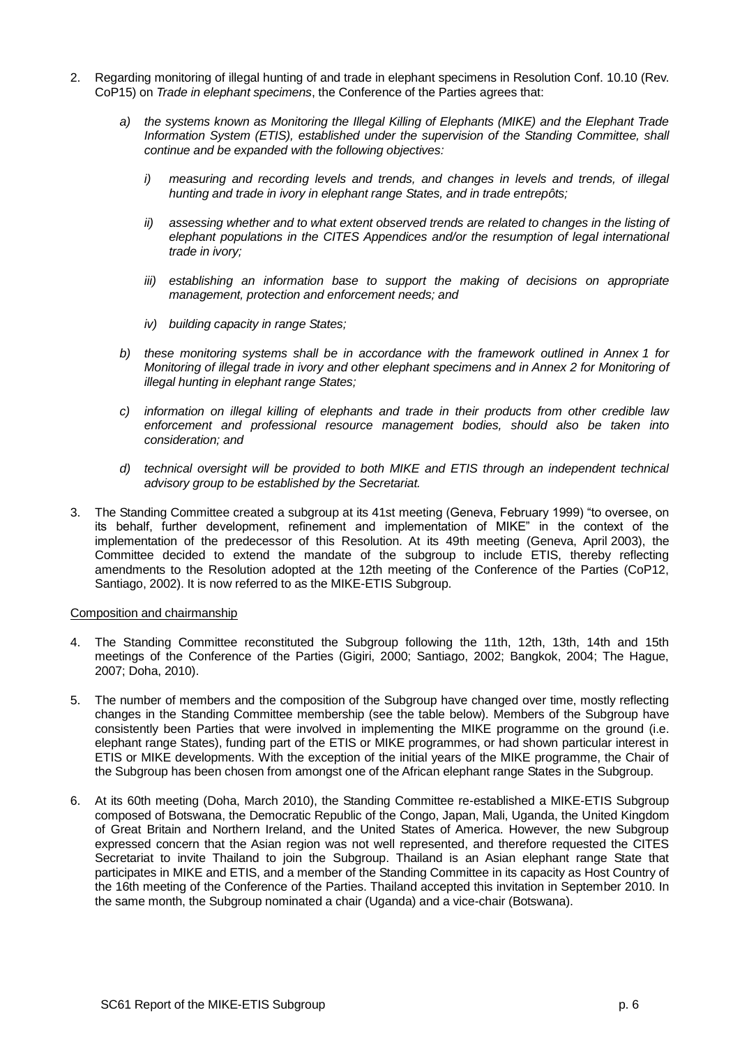2. Regarding monitoring of illegal hunting of and trade in elephant specimens in Resolution Conf. 10.10 (Rev. CoP15) on *Trade in elephant specimens*, the Conference of the Parties agrees that:

   *a) the systems known as Monitoring the Illegal Killing of Elephants (MIKE) and the Elephant Trade Information System (ETIS), established under the supervision of the Standing Committee, shall continue and be expanded with the following objectives:*

      *i) measuring and recording levels and trends, and changes in levels and trends, of illegal hunting and trade in ivory in elephant range States, and in trade entrepôts;*

      *ii) assessing whether and to what extent observed trends are related to changes in the listing of elephant populations in the CITES Appendices and/or the resumption of legal international trade in ivory;*

      *iii) establishing an information base to support the making of decisions on appropriate management, protection and enforcement needs; and*

      *iv) building capacity in range States;*

   *b) these monitoring systems shall be in accordance with the framework outlined in Annex 1 for Monitoring of illegal trade in ivory and other elephant specimens and in Annex 2 for Monitoring of illegal hunting in elephant range States;*

   *c) information on illegal killing of elephants and trade in their products from other credible law enforcement and professional resource management bodies, should also be taken into consideration; and*

   *d) technical oversight will be provided to both MIKE and ETIS through an independent technical advisory group to be established by the Secretariat.*

3. The Standing Committee created a subgroup at its 41st meeting (Geneva, February 1999) "to oversee, on its behalf, further development, refinement and implementation of MIKE" in the context of the implementation of the predecessor of this Resolution. At its 49th meeting (Geneva, April 2003), the Committee decided to extend the mandate of the subgroup to include ETIS, thereby reflecting amendments to the Resolution adopted at the 12th meeting of the Conference of the Parties (CoP12, Santiago, 2002). It is now referred to as the MIKE-ETIS Subgroup.

<u>Composition and chairmanship</u>

4. The Standing Committee reconstituted the Subgroup following the 11th, 12th, 13th, 14th and 15th meetings of the Conference of the Parties (Gigiri, 2000; Santiago, 2002; Bangkok, 2004; The Hague, 2007; Doha, 2010).

5. The number of members and the composition of the Subgroup have changed over time, mostly reflecting changes in the Standing Committee membership (see the table below). Members of the Subgroup have consistently been Parties that were involved in implementing the MIKE programme on the ground (i.e. elephant range States), funding part of the ETIS or MIKE programmes, or had shown particular interest in ETIS or MIKE developments. With the exception of the initial years of the MIKE programme, the Chair of the Subgroup has been chosen from amongst one of the African elephant range States in the Subgroup.

6. At its 60th meeting (Doha, March 2010), the Standing Committee re-established a MIKE-ETIS Subgroup composed of Botswana, the Democratic Republic of the Congo, Japan, Mali, Uganda, the United Kingdom of Great Britain and Northern Ireland, and the United States of America. However, the new Subgroup expressed concern that the Asian region was not well represented, and therefore requested the CITES Secretariat to invite Thailand to join the Subgroup. Thailand is an Asian elephant range State that participates in MIKE and ETIS, and a member of the Standing Committee in its capacity as Host Country of the 16th meeting of the Conference of the Parties. Thailand accepted this invitation in September 2010. In the same month, the Subgroup nominated a chair (Uganda) and a vice-chair (Botswana).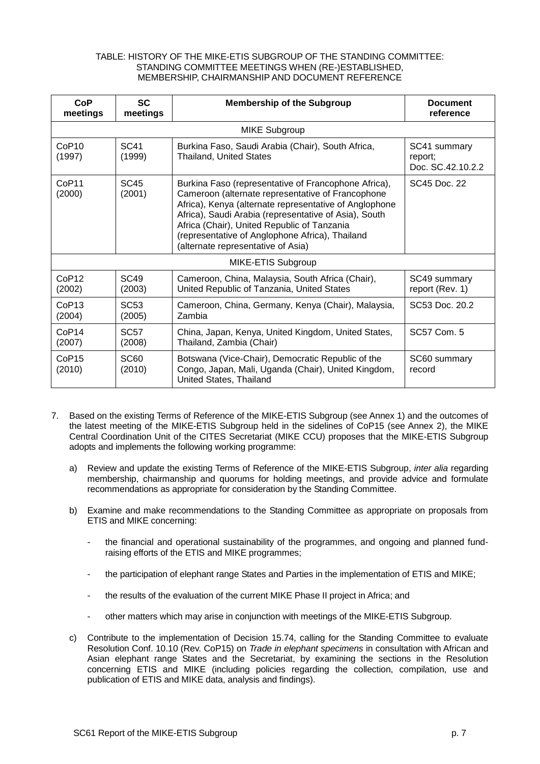TABLE: HISTORY OF THE MIKE-ETIS SUBGROUP OF THE STANDING COMMITTEE: STANDING COMMITTEE MEETINGS WHEN (RE-)ESTABLISHED, MEMBERSHIP, CHAIRMANSHIP AND DOCUMENT REFERENCE

| CoP meetings | SC meetings | Membership of the Subgroup | Document reference |
|---|---|---|---|
| MIKE Subgroup | | | |
| CoP10 (1997) | SC41 (1999) | Burkina Faso, Saudi Arabia (Chair), South Africa, Thailand, United States | SC41 summary report; Doc. SC.42.10.2.2 |
| CoP11 (2000) | SC45 (2001) | Burkina Faso (representative of Francophone Africa), Cameroon (alternate representative of Francophone Africa), Kenya (alternate representative of Anglophone Africa), Saudi Arabia (representative of Asia), South Africa (Chair), United Republic of Tanzania (representative of Anglophone Africa), Thailand (alternate representative of Asia) | SC45 Doc. 22 |
| MIKE-ETIS Subgroup | | | |
| CoP12 (2002) | SC49 (2003) | Cameroon, China, Malaysia, South Africa (Chair), United Republic of Tanzania, United States | SC49 summary report (Rev. 1) |
| CoP13 (2004) | SC53 (2005) | Cameroon, China, Germany, Kenya (Chair), Malaysia, Zambia | SC53 Doc. 20.2 |
| CoP14 (2007) | SC57 (2008) | China, Japan, Kenya, United Kingdom, United States, Thailand, Zambia (Chair) | SC57 Com. 5 |
| CoP15 (2010) | SC60 (2010) | Botswana (Vice-Chair), Democratic Republic of the Congo, Japan, Mali, Uganda (Chair), United Kingdom, United States, Thailand | SC60 summary record |

7. Based on the existing Terms of Reference of the MIKE-ETIS Subgroup (see Annex 1) and the outcomes of the latest meeting of the MIKE-ETIS Subgroup held in the sidelines of CoP15 (see Annex 2), the MIKE Central Coordination Unit of the CITES Secretariat (MIKE CCU) proposes that the MIKE-ETIS Subgroup adopts and implements the following working programme:

   a) Review and update the existing Terms of Reference of the MIKE-ETIS Subgroup, *inter alia* regarding membership, chairmanship and quorums for holding meetings, and provide advice and formulate recommendations as appropriate for consideration by the Standing Committee.

   b) Examine and make recommendations to the Standing Committee as appropriate on proposals from ETIS and MIKE concerning:

      - the financial and operational sustainability of the programmes, and ongoing and planned fund-raising efforts of the ETIS and MIKE programmes;

      - the participation of elephant range States and Parties in the implementation of ETIS and MIKE;

      - the results of the evaluation of the current MIKE Phase II project in Africa; and

      - other matters which may arise in conjunction with meetings of the MIKE-ETIS Subgroup.

   c) Contribute to the implementation of Decision 15.74, calling for the Standing Committee to evaluate Resolution Conf. 10.10 (Rev. CoP15) on *Trade in elephant specimens* in consultation with African and Asian elephant range States and the Secretariat, by examining the sections in the Resolution concerning ETIS and MIKE (including policies regarding the collection, compilation, use and publication of ETIS and MIKE data, analysis and findings).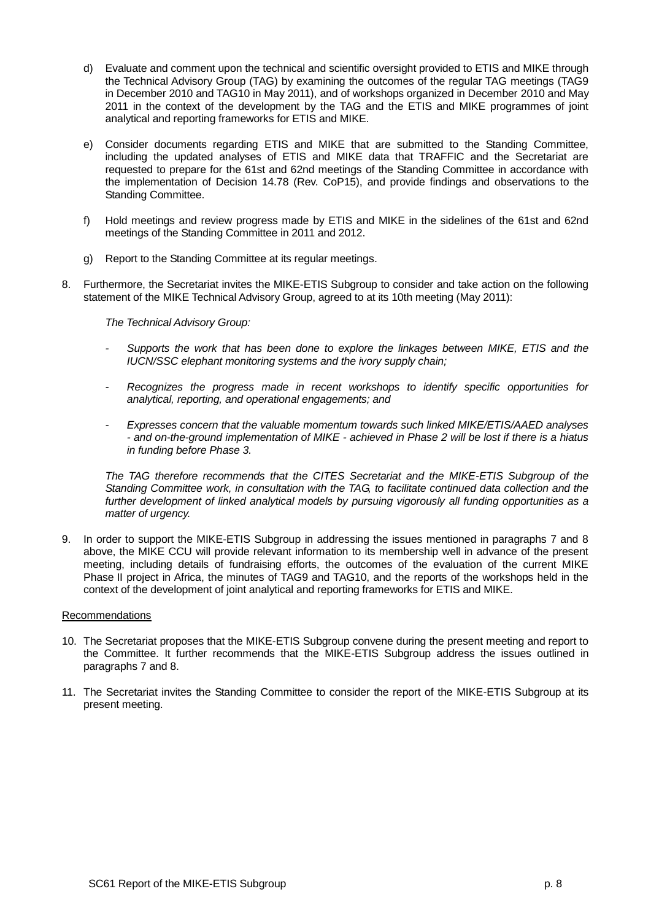d) Evaluate and comment upon the technical and scientific oversight provided to ETIS and MIKE through the Technical Advisory Group (TAG) by examining the outcomes of the regular TAG meetings (TAG9 in December 2010 and TAG10 in May 2011), and of workshops organized in December 2010 and May 2011 in the context of the development by the TAG and the ETIS and MIKE programmes of joint analytical and reporting frameworks for ETIS and MIKE.

e) Consider documents regarding ETIS and MIKE that are submitted to the Standing Committee, including the updated analyses of ETIS and MIKE data that TRAFFIC and the Secretariat are requested to prepare for the 61st and 62nd meetings of the Standing Committee in accordance with the implementation of Decision 14.78 (Rev. CoP15), and provide findings and observations to the Standing Committee.

f) Hold meetings and review progress made by ETIS and MIKE in the sidelines of the 61st and 62nd meetings of the Standing Committee in 2011 and 2012.

g) Report to the Standing Committee at its regular meetings.

8. Furthermore, the Secretariat invites the MIKE-ETIS Subgroup to consider and take action on the following statement of the MIKE Technical Advisory Group, agreed to at its 10th meeting (May 2011):

   *The Technical Advisory Group:*

   - *Supports the work that has been done to explore the linkages between MIKE, ETIS and the IUCN/SSC elephant monitoring systems and the ivory supply chain;*

   - *Recognizes the progress made in recent workshops to identify specific opportunities for analytical, reporting, and operational engagements; and*

   - *Expresses concern that the valuable momentum towards such linked MIKE/ETIS/AAED analyses - and on-the-ground implementation of MIKE - achieved in Phase 2 will be lost if there is a hiatus in funding before Phase 3.*

   *The TAG therefore recommends that the CITES Secretariat and the MIKE-ETIS Subgroup of the Standing Committee work, in consultation with the TAG, to facilitate continued data collection and the further development of linked analytical models by pursuing vigorously all funding opportunities as a matter of urgency.*

9. In order to support the MIKE-ETIS Subgroup in addressing the issues mentioned in paragraphs 7 and 8 above, the MIKE CCU will provide relevant information to its membership well in advance of the present meeting, including details of fundraising efforts, the outcomes of the evaluation of the current MIKE Phase II project in Africa, the minutes of TAG9 and TAG10, and the reports of the workshops held in the context of the development of joint analytical and reporting frameworks for ETIS and MIKE.

Recommendations

10. The Secretariat proposes that the MIKE-ETIS Subgroup convene during the present meeting and report to the Committee. It further recommends that the MIKE-ETIS Subgroup address the issues outlined in paragraphs 7 and 8.

11. The Secretariat invites the Standing Committee to consider the report of the MIKE-ETIS Subgroup at its present meeting.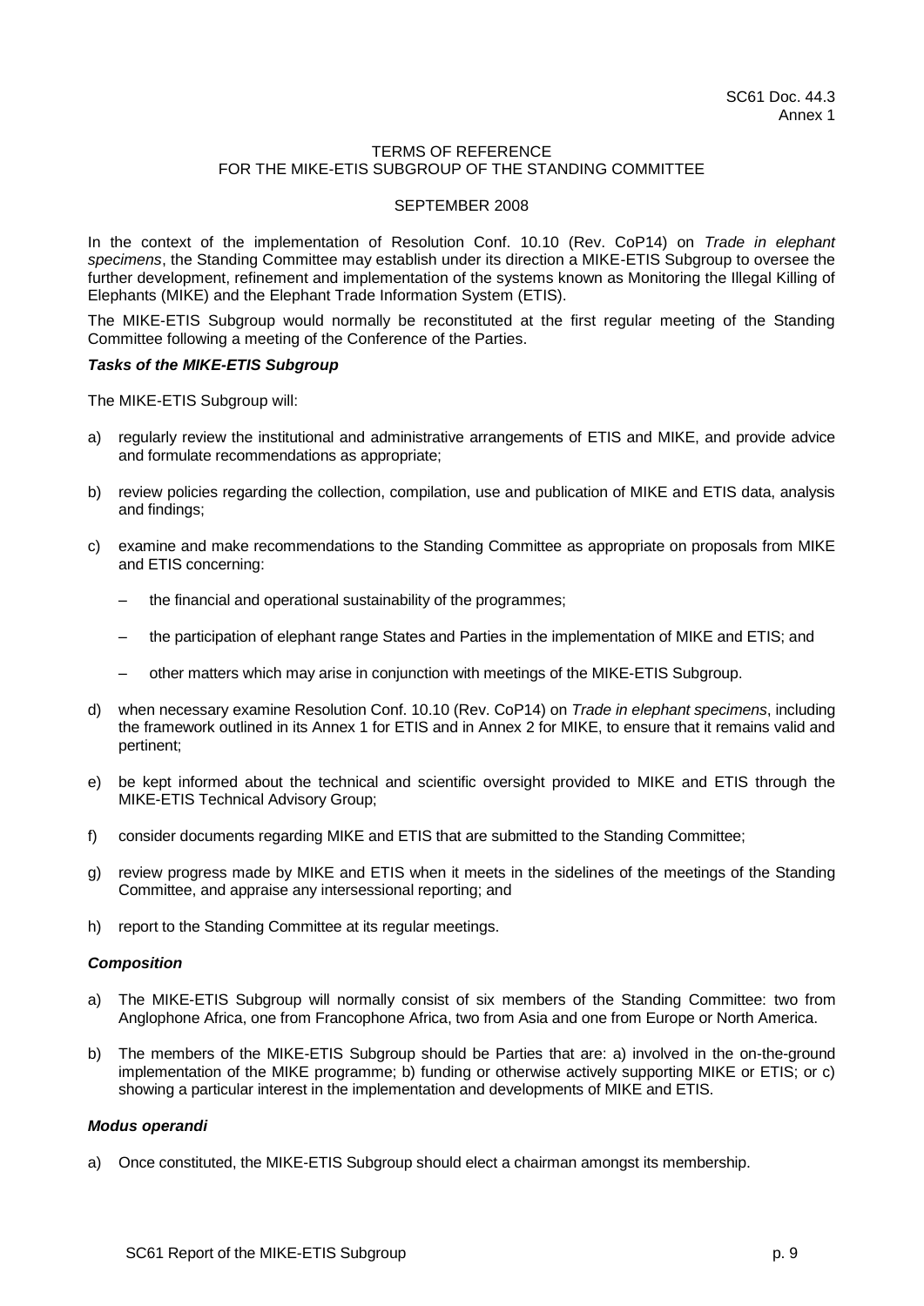SC61 Doc. 44.3
Annex 1

# TERMS OF REFERENCE
# FOR THE MIKE-ETIS SUBGROUP OF THE STANDING COMMITTEE

SEPTEMBER 2008

In the context of the implementation of Resolution Conf. 10.10 (Rev. CoP14) on *Trade in elephant specimens*, the Standing Committee may establish under its direction a MIKE-ETIS Subgroup to oversee the further development, refinement and implementation of the systems known as Monitoring the Illegal Killing of Elephants (MIKE) and the Elephant Trade Information System (ETIS).

The MIKE-ETIS Subgroup would normally be reconstituted at the first regular meeting of the Standing Committee following a meeting of the Conference of the Parties.

***Tasks of the MIKE-ETIS Subgroup***

The MIKE-ETIS Subgroup will:

a) regularly review the institutional and administrative arrangements of ETIS and MIKE, and provide advice and formulate recommendations as appropriate;

b) review policies regarding the collection, compilation, use and publication of MIKE and ETIS data, analysis and findings;

c) examine and make recommendations to the Standing Committee as appropriate on proposals from MIKE and ETIS concerning:

   – the financial and operational sustainability of the programmes;

   – the participation of elephant range States and Parties in the implementation of MIKE and ETIS; and

   – other matters which may arise in conjunction with meetings of the MIKE-ETIS Subgroup.

d) when necessary examine Resolution Conf. 10.10 (Rev. CoP14) on *Trade in elephant specimens*, including the framework outlined in its Annex 1 for ETIS and in Annex 2 for MIKE, to ensure that it remains valid and pertinent;

e) be kept informed about the technical and scientific oversight provided to MIKE and ETIS through the MIKE-ETIS Technical Advisory Group;

f) consider documents regarding MIKE and ETIS that are submitted to the Standing Committee;

g) review progress made by MIKE and ETIS when it meets in the sidelines of the meetings of the Standing Committee, and appraise any intersessional reporting; and

h) report to the Standing Committee at its regular meetings.

***Composition***

a) The MIKE-ETIS Subgroup will normally consist of six members of the Standing Committee: two from Anglophone Africa, one from Francophone Africa, two from Asia and one from Europe or North America.

b) The members of the MIKE-ETIS Subgroup should be Parties that are: a) involved in the on-the-ground implementation of the MIKE programme; b) funding or otherwise actively supporting MIKE or ETIS; or c) showing a particular interest in the implementation and developments of MIKE and ETIS.

***Modus operandi***

a) Once constituted, the MIKE-ETIS Subgroup should elect a chairman amongst its membership.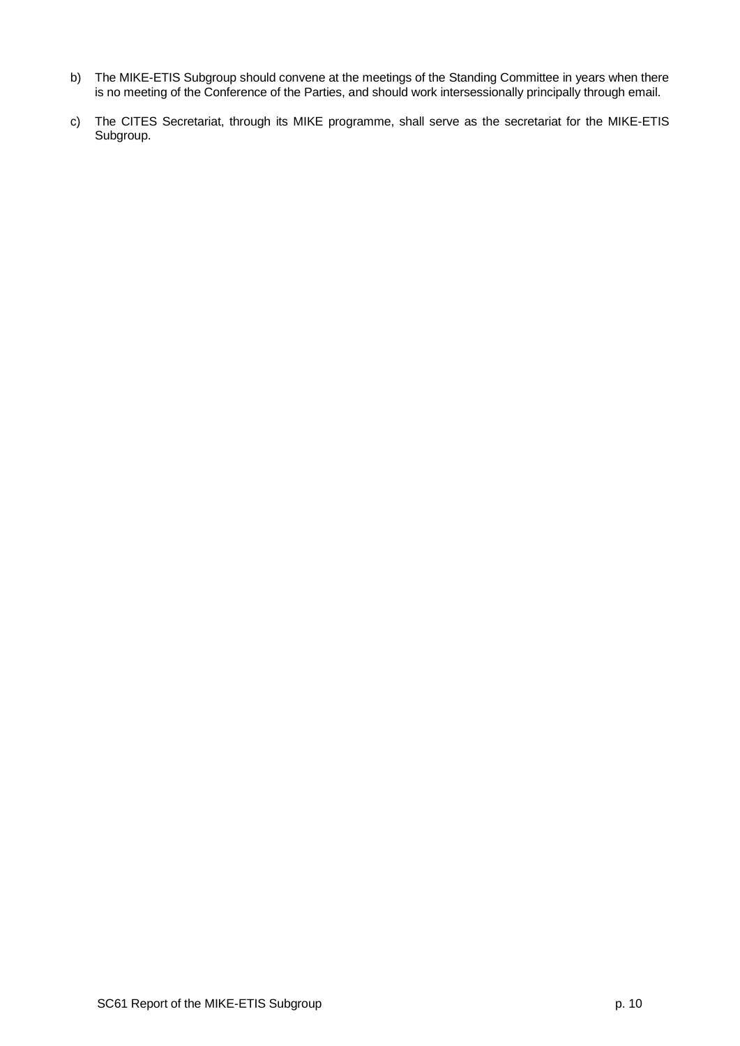b) The MIKE-ETIS Subgroup should convene at the meetings of the Standing Committee in years when there is no meeting of the Conference of the Parties, and should work intersessionally principally through email.

c) The CITES Secretariat, through its MIKE programme, shall serve as the secretariat for the MIKE-ETIS Subgroup.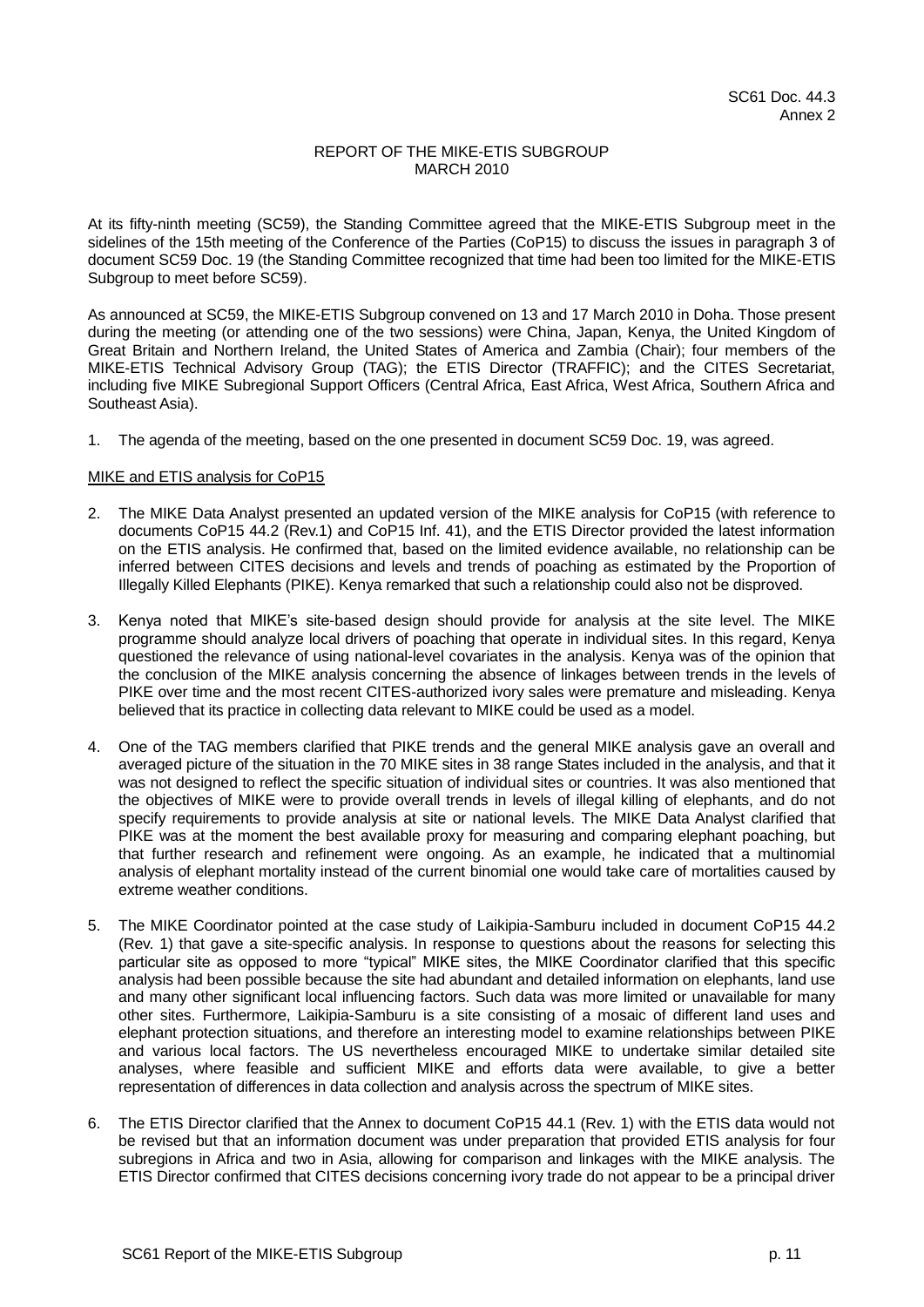SC61 Doc. 44.3
Annex 2

REPORT OF THE MIKE-ETIS SUBGROUP
MARCH 2010

At its fifty-ninth meeting (SC59), the Standing Committee agreed that the MIKE-ETIS Subgroup meet in the sidelines of the 15th meeting of the Conference of the Parties (CoP15) to discuss the issues in paragraph 3 of document SC59 Doc. 19 (the Standing Committee recognized that time had been too limited for the MIKE-ETIS Subgroup to meet before SC59).

As announced at SC59, the MIKE-ETIS Subgroup convened on 13 and 17 March 2010 in Doha. Those present during the meeting (or attending one of the two sessions) were China, Japan, Kenya, the United Kingdom of Great Britain and Northern Ireland, the United States of America and Zambia (Chair); four members of the MIKE-ETIS Technical Advisory Group (TAG); the ETIS Director (TRAFFIC); and the CITES Secretariat, including five MIKE Subregional Support Officers (Central Africa, East Africa, West Africa, Southern Africa and Southeast Asia).

1. The agenda of the meeting, based on the one presented in document SC59 Doc. 19, was agreed.

MIKE and ETIS analysis for CoP15

2. The MIKE Data Analyst presented an updated version of the MIKE analysis for CoP15 (with reference to documents CoP15 44.2 (Rev.1) and CoP15 Inf. 41), and the ETIS Director provided the latest information on the ETIS analysis. He confirmed that, based on the limited evidence available, no relationship can be inferred between CITES decisions and levels and trends of poaching as estimated by the Proportion of Illegally Killed Elephants (PIKE). Kenya remarked that such a relationship could also not be disproved.

3. Kenya noted that MIKE's site-based design should provide for analysis at the site level. The MIKE programme should analyze local drivers of poaching that operate in individual sites. In this regard, Kenya questioned the relevance of using national-level covariates in the analysis. Kenya was of the opinion that the conclusion of the MIKE analysis concerning the absence of linkages between trends in the levels of PIKE over time and the most recent CITES-authorized ivory sales were premature and misleading. Kenya believed that its practice in collecting data relevant to MIKE could be used as a model.

4. One of the TAG members clarified that PIKE trends and the general MIKE analysis gave an overall and averaged picture of the situation in the 70 MIKE sites in 38 range States included in the analysis, and that it was not designed to reflect the specific situation of individual sites or countries. It was also mentioned that the objectives of MIKE were to provide overall trends in levels of illegal killing of elephants, and do not specify requirements to provide analysis at site or national levels. The MIKE Data Analyst clarified that PIKE was at the moment the best available proxy for measuring and comparing elephant poaching, but that further research and refinement were ongoing. As an example, he indicated that a multinomial analysis of elephant mortality instead of the current binomial one would take care of mortalities caused by extreme weather conditions.

5. The MIKE Coordinator pointed at the case study of Laikipia-Samburu included in document CoP15 44.2 (Rev. 1) that gave a site-specific analysis. In response to questions about the reasons for selecting this particular site as opposed to more "typical" MIKE sites, the MIKE Coordinator clarified that this specific analysis had been possible because the site had abundant and detailed information on elephants, land use and many other significant local influencing factors. Such data was more limited or unavailable for many other sites. Furthermore, Laikipia-Samburu is a site consisting of a mosaic of different land uses and elephant protection situations, and therefore an interesting model to examine relationships between PIKE and various local factors. The US nevertheless encouraged MIKE to undertake similar detailed site analyses, where feasible and sufficient MIKE and efforts data were available, to give a better representation of differences in data collection and analysis across the spectrum of MIKE sites.

6. The ETIS Director clarified that the Annex to document CoP15 44.1 (Rev. 1) with the ETIS data would not be revised but that an information document was under preparation that provided ETIS analysis for four subregions in Africa and two in Asia, allowing for comparison and linkages with the MIKE analysis. The ETIS Director confirmed that CITES decisions concerning ivory trade do not appear to be a principal driver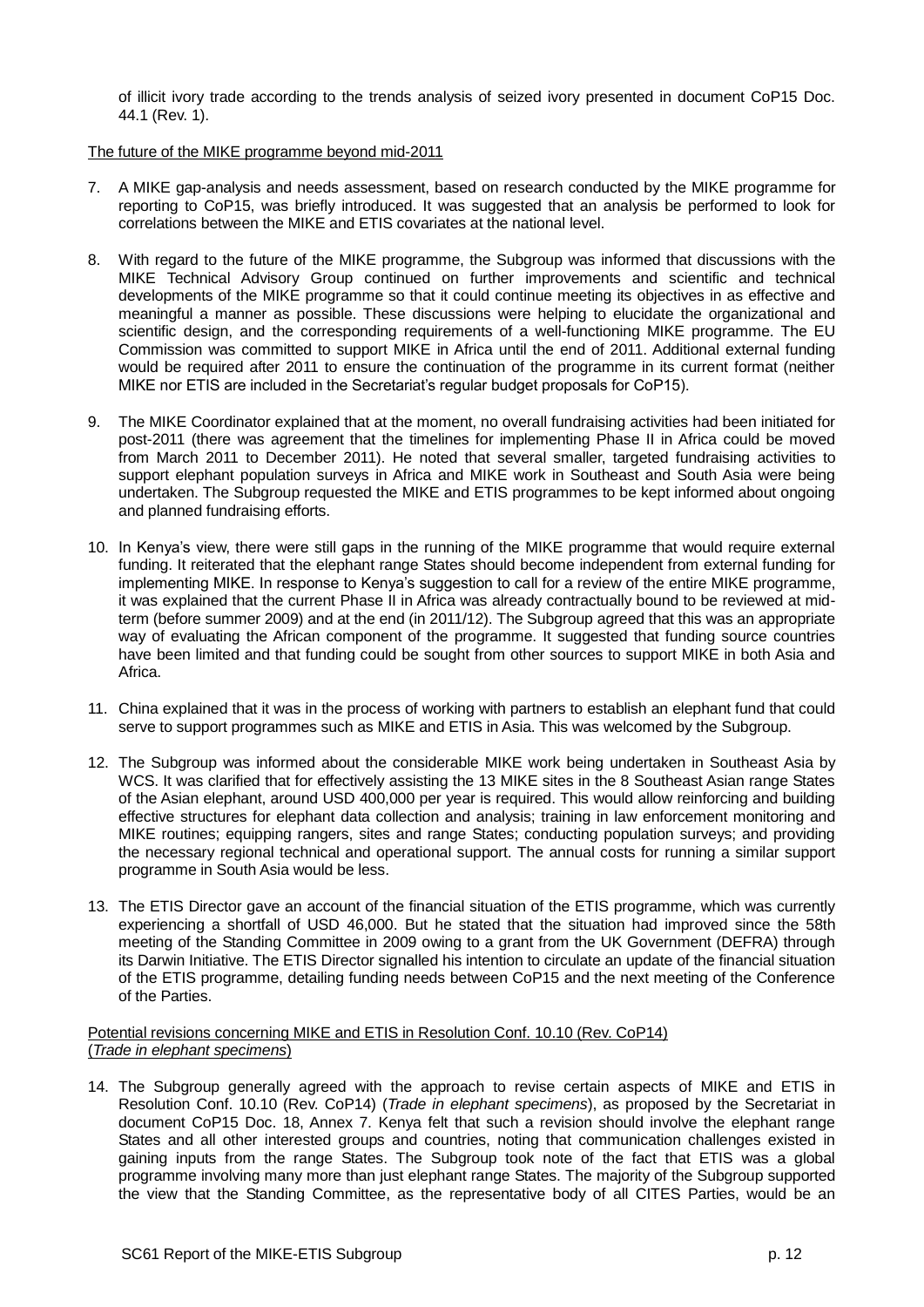of illicit ivory trade according to the trends analysis of seized ivory presented in document CoP15 Doc. 44.1 (Rev. 1).

The future of the MIKE programme beyond mid-2011

7. A MIKE gap-analysis and needs assessment, based on research conducted by the MIKE programme for reporting to CoP15, was briefly introduced. It was suggested that an analysis be performed to look for correlations between the MIKE and ETIS covariates at the national level.

8. With regard to the future of the MIKE programme, the Subgroup was informed that discussions with the MIKE Technical Advisory Group continued on further improvements and scientific and technical developments of the MIKE programme so that it could continue meeting its objectives in as effective and meaningful a manner as possible. These discussions were helping to elucidate the organizational and scientific design, and the corresponding requirements of a well-functioning MIKE programme. The EU Commission was committed to support MIKE in Africa until the end of 2011. Additional external funding would be required after 2011 to ensure the continuation of the programme in its current format (neither MIKE nor ETIS are included in the Secretariat's regular budget proposals for CoP15).

9. The MIKE Coordinator explained that at the moment, no overall fundraising activities had been initiated for post-2011 (there was agreement that the timelines for implementing Phase II in Africa could be moved from March 2011 to December 2011). He noted that several smaller, targeted fundraising activities to support elephant population surveys in Africa and MIKE work in Southeast and South Asia were being undertaken. The Subgroup requested the MIKE and ETIS programmes to be kept informed about ongoing and planned fundraising efforts.

10. In Kenya's view, there were still gaps in the running of the MIKE programme that would require external funding. It reiterated that the elephant range States should become independent from external funding for implementing MIKE. In response to Kenya's suggestion to call for a review of the entire MIKE programme, it was explained that the current Phase II in Africa was already contractually bound to be reviewed at mid-term (before summer 2009) and at the end (in 2011/12). The Subgroup agreed that this was an appropriate way of evaluating the African component of the programme. It suggested that funding source countries have been limited and that funding could be sought from other sources to support MIKE in both Asia and Africa.

11. China explained that it was in the process of working with partners to establish an elephant fund that could serve to support programmes such as MIKE and ETIS in Asia. This was welcomed by the Subgroup.

12. The Subgroup was informed about the considerable MIKE work being undertaken in Southeast Asia by WCS. It was clarified that for effectively assisting the 13 MIKE sites in the 8 Southeast Asian range States of the Asian elephant, around USD 400,000 per year is required. This would allow reinforcing and building effective structures for elephant data collection and analysis; training in law enforcement monitoring and MIKE routines; equipping rangers, sites and range States; conducting population surveys; and providing the necessary regional technical and operational support. The annual costs for running a similar support programme in South Asia would be less.

13. The ETIS Director gave an account of the financial situation of the ETIS programme, which was currently experiencing a shortfall of USD 46,000. But he stated that the situation had improved since the 58th meeting of the Standing Committee in 2009 owing to a grant from the UK Government (DEFRA) through its Darwin Initiative. The ETIS Director signalled his intention to circulate an update of the financial situation of the ETIS programme, detailing funding needs between CoP15 and the next meeting of the Conference of the Parties.

Potential revisions concerning MIKE and ETIS in Resolution Conf. 10.10 (Rev. CoP14) (*Trade in elephant specimens*)

14. The Subgroup generally agreed with the approach to revise certain aspects of MIKE and ETIS in Resolution Conf. 10.10 (Rev. CoP14) (*Trade in elephant specimens*), as proposed by the Secretariat in document CoP15 Doc. 18, Annex 7. Kenya felt that such a revision should involve the elephant range States and all other interested groups and countries, noting that communication challenges existed in gaining inputs from the range States. The Subgroup took note of the fact that ETIS was a global programme involving many more than just elephant range States. The majority of the Subgroup supported the view that the Standing Committee, as the representative body of all CITES Parties, would be an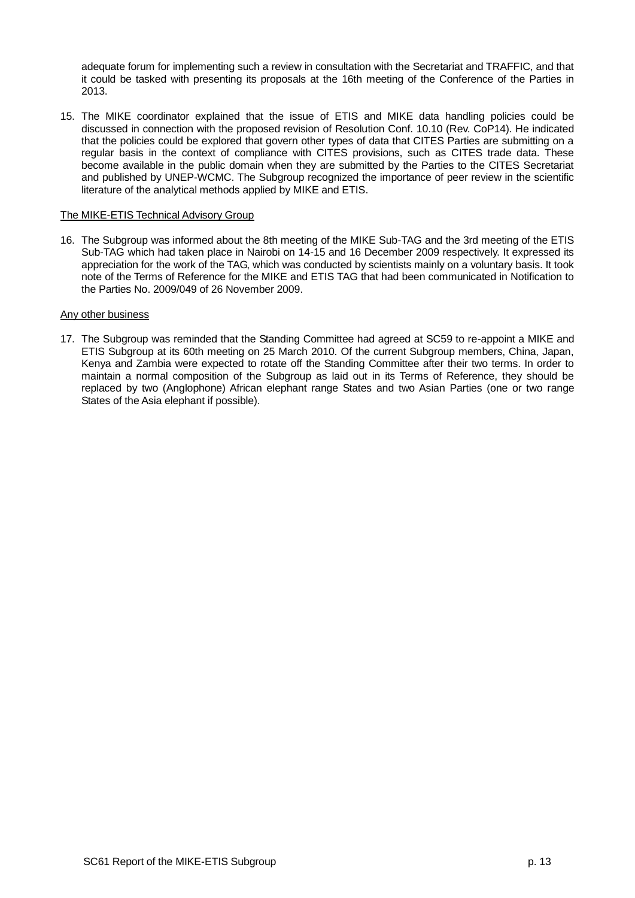adequate forum for implementing such a review in consultation with the Secretariat and TRAFFIC, and that it could be tasked with presenting its proposals at the 16th meeting of the Conference of the Parties in 2013.

15. The MIKE coordinator explained that the issue of ETIS and MIKE data handling policies could be discussed in connection with the proposed revision of Resolution Conf. 10.10 (Rev. CoP14). He indicated that the policies could be explored that govern other types of data that CITES Parties are submitting on a regular basis in the context of compliance with CITES provisions, such as CITES trade data. These become available in the public domain when they are submitted by the Parties to the CITES Secretariat and published by UNEP-WCMC. The Subgroup recognized the importance of peer review in the scientific literature of the analytical methods applied by MIKE and ETIS.

The MIKE-ETIS Technical Advisory Group

16. The Subgroup was informed about the 8th meeting of the MIKE Sub-TAG and the 3rd meeting of the ETIS Sub-TAG which had taken place in Nairobi on 14-15 and 16 December 2009 respectively. It expressed its appreciation for the work of the TAG, which was conducted by scientists mainly on a voluntary basis. It took note of the Terms of Reference for the MIKE and ETIS TAG that had been communicated in Notification to the Parties No. 2009/049 of 26 November 2009.

Any other business

17. The Subgroup was reminded that the Standing Committee had agreed at SC59 to re-appoint a MIKE and ETIS Subgroup at its 60th meeting on 25 March 2010. Of the current Subgroup members, China, Japan, Kenya and Zambia were expected to rotate off the Standing Committee after their two terms. In order to maintain a normal composition of the Subgroup as laid out in its Terms of Reference, they should be replaced by two (Anglophone) African elephant range States and two Asian Parties (one or two range States of the Asia elephant if possible).